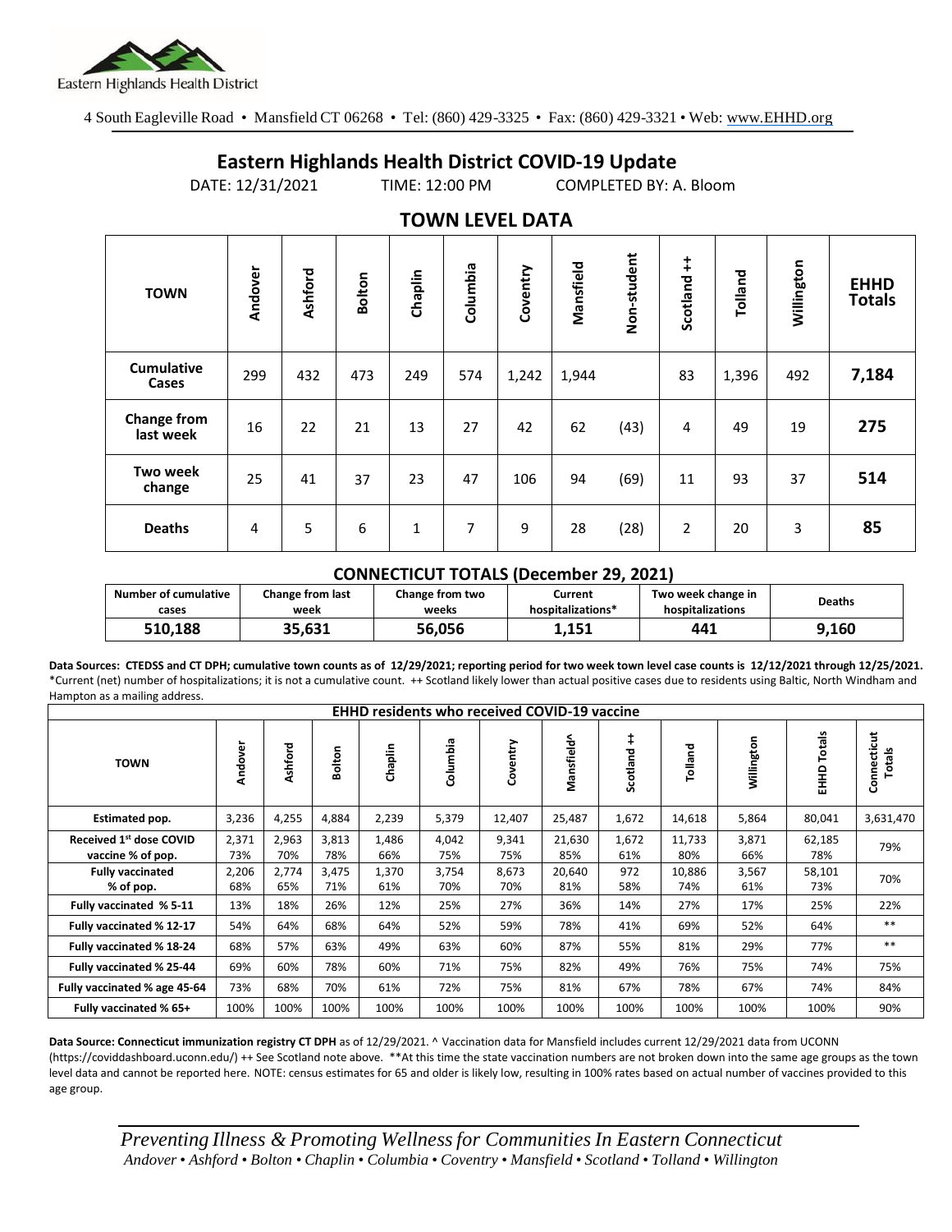Eastern Highlands Health District

4 South Eagleville Road • Mansfield CT 06268 • Tel: (860) 429-3325 • Fax: (860) 429-3321 • Web: www.EHHD.org

# Eastern Highlands Health District COVID-19 Update

DATE: 12/31/2021 TIME: 12:00 PM COMPLETED BY: A. Bloom

## TOWN LEVEL DATA

| TOWN | Andover | Ashford | Bolton | Chaplin | Columbia | Coventry | Mansfield | Non-student | Scotland ++ | Tolland | Willington | EHHD Totals |
|---|---|---|---|---|---|---|---|---|---|---|---|---|
| Cumulative Cases | 299 | 432 | 473 | 249 | 574 | 1,242 | 1,944 | | 83 | 1,396 | 492 | **7,184** |
| Change from last week | 16 | 22 | 21 | 13 | 27 | 42 | 62 | (43) | 4 | 49 | 19 | **275** |
| Two week change | 25 | 41 | 37 | 23 | 47 | 106 | 94 | (69) | 11 | 93 | 37 | **514** |
| Deaths | 4 | 5 | 6 | 1 | 7 | 9 | 28 | (28) | 2 | 20 | 3 | **85** |

## CONNECTICUT TOTALS (December 29, 2021)

| Number of cumulative cases | Change from last week | Change from two weeks | Current hospitalizations* | Two week change in hospitalizations | Deaths |
|---|---|---|---|---|---|
| **510,188** | **35,631** | **56,056** | **1,151** | **441** | **9,160** |

**Data Sources: CTEDSS and CT DPH; cumulative town counts as of 12/29/2021; reporting period for two week town level case counts is 12/12/2021 through 12/25/2021.** *Current (net) number of hospitalizations; it is not a cumulative count. ++ Scotland likely lower than actual positive cases due to residents using Baltic, North Windham and Hampton as a mailing address.

| EHHD residents who received COVID-19 vaccine | | | | | | | | | | | | |
|---|---|---|---|---|---|---|---|---|---|---|---|---|
| TOWN | Andover | Ashford | Bolton | Chaplin | Columbia | Coventry | Mansfield^ | Scotland ++ | Tolland | Willington | EHHD Totals | Connecticut Totals |
| Estimated pop. | 3,236 | 4,255 | 4,884 | 2,239 | 5,379 | 12,407 | 25,487 | 1,672 | 14,618 | 5,864 | 80,041 | 3,631,470 |
| Received 1st dose COVID vaccine % of pop. | 2,371 73% | 2,963 70% | 3,813 78% | 1,486 66% | 4,042 75% | 9,341 75% | 21,630 85% | 1,672 61% | 11,733 80% | 3,871 66% | 62,185 78% | 79% |
| Fully vaccinated % of pop. | 2,206 68% | 2,774 65% | 3,475 71% | 1,370 61% | 3,754 70% | 8,673 70% | 20,640 81% | 972 58% | 10,886 74% | 3,567 61% | 58,101 73% | 70% |
| Fully vaccinated % 5-11 | 13% | 18% | 26% | 12% | 25% | 27% | 36% | 14% | 27% | 17% | 25% | 22% |
| Fully vaccinated % 12-17 | 54% | 64% | 68% | 64% | 52% | 59% | 78% | 41% | 69% | 52% | 64% | ** |
| Fully vaccinated % 18-24 | 68% | 57% | 63% | 49% | 63% | 60% | 87% | 55% | 81% | 29% | 77% | ** |
| Fully vaccinated % 25-44 | 69% | 60% | 78% | 60% | 71% | 75% | 82% | 49% | 76% | 75% | 74% | 75% |
| Fully vaccinated % age 45-64 | 73% | 68% | 70% | 61% | 72% | 75% | 81% | 67% | 78% | 67% | 74% | 84% |
| Fully vaccinated % 65+ | 100% | 100% | 100% | 100% | 100% | 100% | 100% | 100% | 100% | 100% | 100% | 90% |

**Data Source: Connecticut immunization registry CT DPH** as of 12/29/2021. ^ Vaccination data for Mansfield includes current 12/29/2021 data from UCONN (https://coviddashboard.uconn.edu/) ++ See Scotland note above. **At this time the state vaccination numbers are not broken down into the same age groups as the town level data and cannot be reported here. NOTE: census estimates for 65 and older is likely low, resulting in 100% rates based on actual number of vaccines provided to this age group.

*Preventing Illness & Promoting Wellness for Communities In Eastern Connecticut*
*Andover • Ashford • Bolton • Chaplin • Columbia • Coventry • Mansfield • Scotland • Tolland • Willington*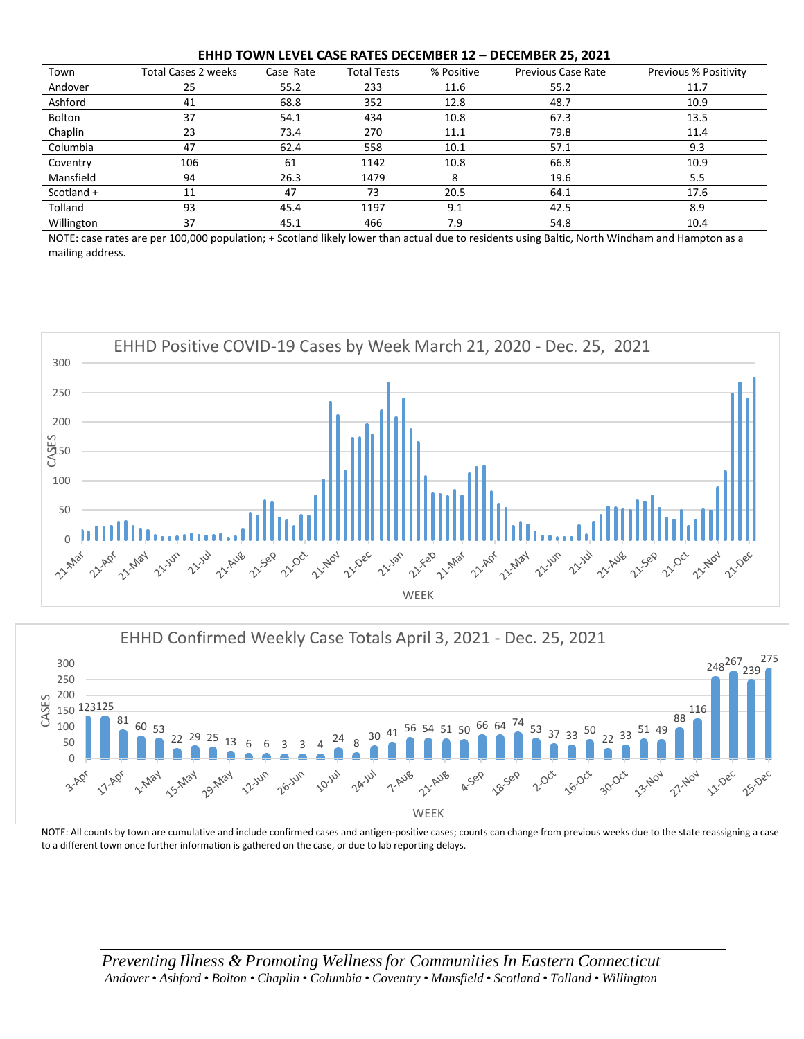## EHHD TOWN LEVEL CASE RATES DECEMBER 12 – DECEMBER 25, 2021

| Town | Total Cases 2 weeks | Case Rate | Total Tests | % Positive | Previous Case Rate | Previous % Positivity |
|---|---|---|---|---|---|---|
| Andover | 25 | 55.2 | 233 | 11.6 | 55.2 | 11.7 |
| Ashford | 41 | 68.8 | 352 | 12.8 | 48.7 | 10.9 |
| Bolton | 37 | 54.1 | 434 | 10.8 | 67.3 | 13.5 |
| Chaplin | 23 | 73.4 | 270 | 11.1 | 79.8 | 11.4 |
| Columbia | 47 | 62.4 | 558 | 10.1 | 57.1 | 9.3 |
| Coventry | 106 | 61 | 1142 | 10.8 | 66.8 | 10.9 |
| Mansfield | 94 | 26.3 | 1479 | 8 | 19.6 | 5.5 |
| Scotland + | 11 | 47 | 73 | 20.5 | 64.1 | 17.6 |
| Tolland | 93 | 45.4 | 1197 | 9.1 | 42.5 | 8.9 |
| Willington | 37 | 45.1 | 466 | 7.9 | 54.8 | 10.4 |

NOTE: case rates are per 100,000 population; + Scotland likely lower than actual due to residents using Baltic, North Windham and Hampton as a mailing address.

EHHD Positive COVID-19 Cases by Week March 21, 2020 - Dec. 25, 2021

CASES

0, 50, 100, 150, 200, 250, 300

21-Mar, 21-Apr, 21-May, 21-Jun, 21-Jul, 21-Aug, 21-Sep, 21-Oct, 21-Nov, 21-Dec, 21-Jan, 21-Feb, 21-Mar, 21-Apr, 21-May, 21-Jun, 21-Jul, 21-Aug, 21-Sep, 21-Oct, 21-Nov, 21-Dec

WEEK

EHHD Confirmed Weekly Case Totals April 3, 2021 - Dec. 25, 2021

CASES

0, 50, 100, 150, 200, 250, 300

123, 125, 81, 60, 53, 22, 29, 25, 13, 6, 6, 3, 3, 4, 24, 8, 30, 41, 56, 54, 51, 50, 66, 64, 74, 53, 37, 33, 50, 22, 33, 51, 49, 88, 116, 248, 267, 239, 275

3-Apr, 17-Apr, 1-May, 15-May, 29-May, 12-Jun, 26-Jun, 10-Jul, 24-Jul, 7-Aug, 21-Aug, 4-Sep, 18-Sep, 2-Oct, 16-Oct, 30-Oct, 13-Nov, 27-Nov, 11-Dec, 25-Dec

WEEK

NOTE: All counts by town are cumulative and include confirmed cases and antigen-positive cases; counts can change from previous weeks due to the state reassigning a case to a different town once further information is gathered on the case, or due to lab reporting delays.

*Preventing Illness & Promoting Wellness for Communities In Eastern Connecticut*

*Andover • Ashford • Bolton • Chaplin • Columbia • Coventry • Mansfield • Scotland • Tolland • Willington*